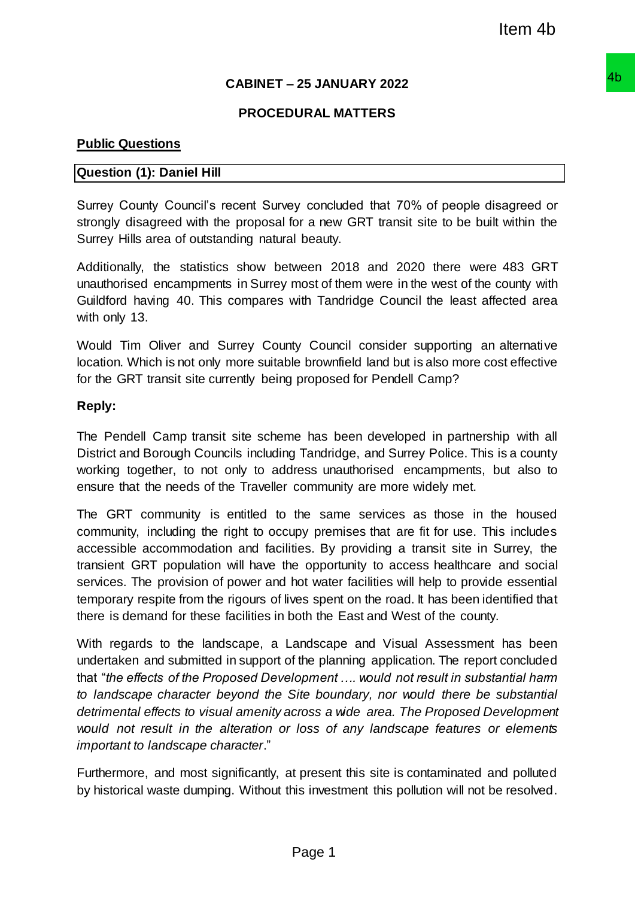# CABINET – 25 JANUARY 2022

## PROCEDURAL MATTERS

**Public Questions**

**Question (1): Daniel Hill**

Surrey County Council's recent Survey concluded that 70% of people disagreed or strongly disagreed with the proposal for a new GRT transit site to be built within the Surrey Hills area of outstanding natural beauty.

Additionally, the statistics show between 2018 and 2020 there were 483 GRT unauthorised encampments in Surrey most of them were in the west of the county with Guildford having 40. This compares with Tandridge Council the least affected area with only 13.

Would Tim Oliver and Surrey County Council consider supporting an alternative location. Which is not only more suitable brownfield land but is also more cost effective for the GRT transit site currently being proposed for Pendell Camp?

**Reply:**

The Pendell Camp transit site scheme has been developed in partnership with all District and Borough Councils including Tandridge, and Surrey Police. This is a county working together, to not only to address unauthorised encampments, but also to ensure that the needs of the Traveller community are more widely met.

The GRT community is entitled to the same services as those in the housed community, including the right to occupy premises that are fit for use. This includes accessible accommodation and facilities. By providing a transit site in Surrey, the transient GRT population will have the opportunity to access healthcare and social services. The provision of power and hot water facilities will help to provide essential temporary respite from the rigours of lives spent on the road. It has been identified that there is demand for these facilities in both the East and West of the county.

With regards to the landscape, a Landscape and Visual Assessment has been undertaken and submitted in support of the planning application. The report concluded that "*the effects of the Proposed Development …. would not result in substantial harm to landscape character beyond the Site boundary, nor would there be substantial detrimental effects to visual amenity across a wide area. The Proposed Development would not result in the alteration or loss of any landscape features or elements important to landscape character*."

Furthermore, and most significantly, at present this site is contaminated and polluted by historical waste dumping. Without this investment this pollution will not be resolved.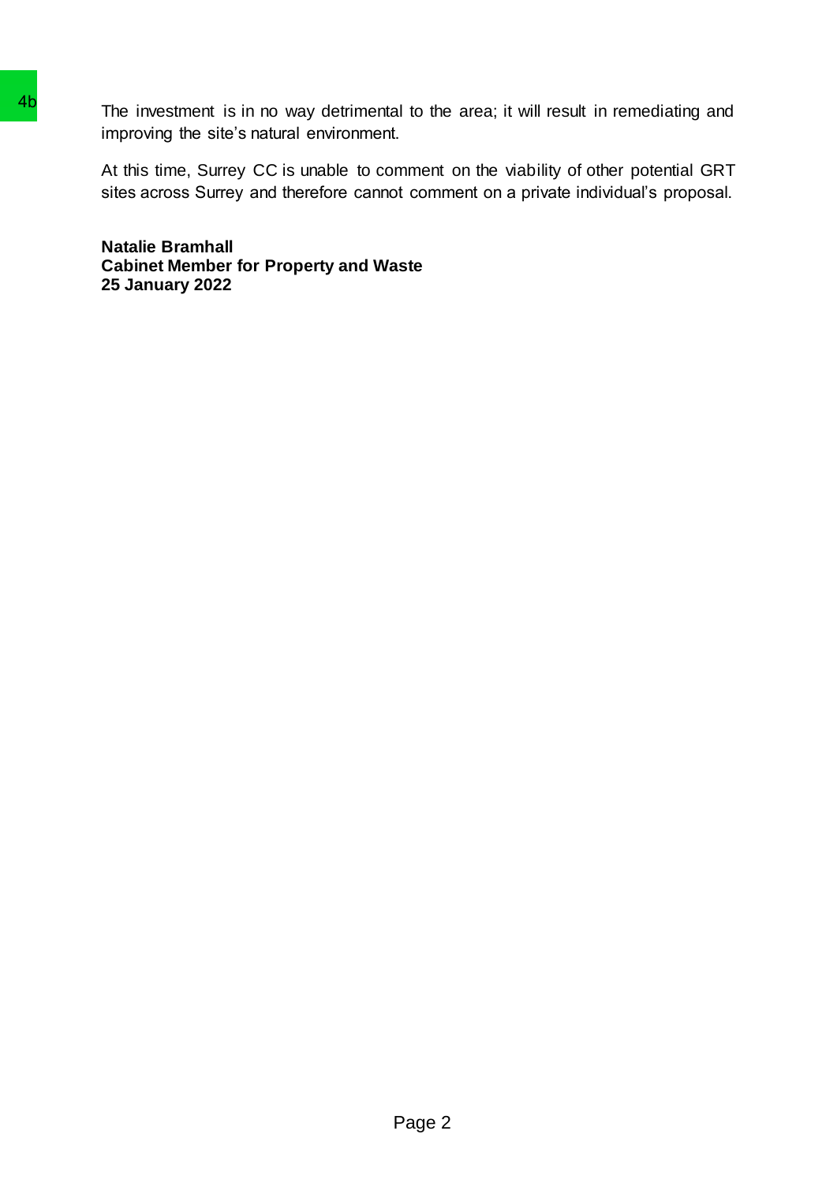The investment is in no way detrimental to the area; it will result in remediating and improving the site's natural environment.

At this time, Surrey CC is unable to comment on the viability of other potential GRT sites across Surrey and therefore cannot comment on a private individual's proposal.

**Natalie Bramhall**
**Cabinet Member for Property and Waste**
**25 January 2022**